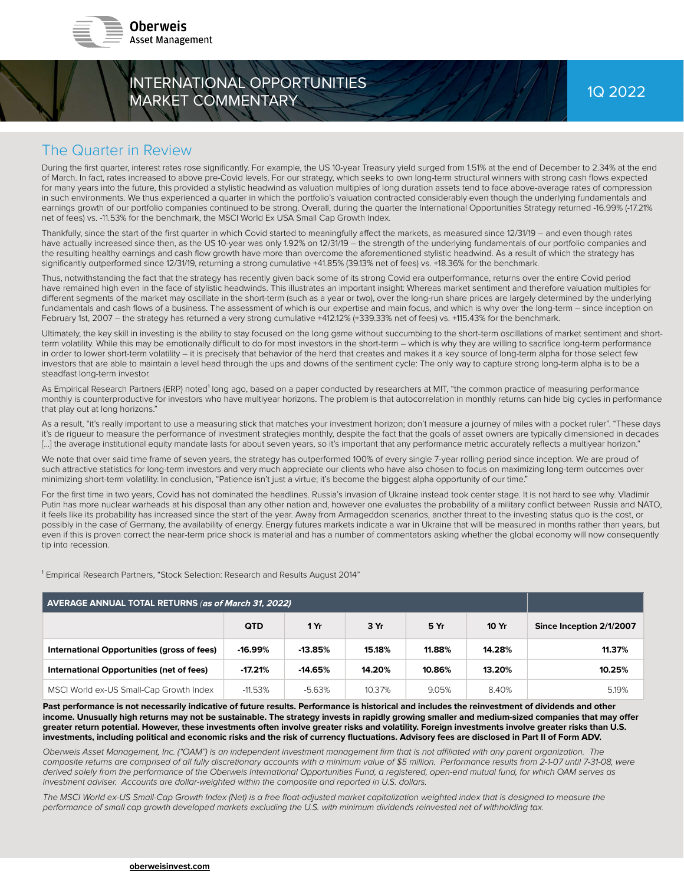Oberweis Asset Management

# INTERNATIONAL OPPORTUNITIES MARKET COMMENTARY

1Q 2022

## The Quarter in Review

During the first quarter, interest rates rose significantly. For example, the US 10-year Treasury yield surged from 1.51% at the end of December to 2.34% at the end of March. In fact, rates increased to above pre-Covid levels. For our strategy, which seeks to own long-term structural winners with strong cash flows expected for many years into the future, this provided a stylistic headwind as valuation multiples of long duration assets tend to face above-average rates of compression in such environments. We thus experienced a quarter in which the portfolio's valuation contracted considerably even though the underlying fundamentals and earnings growth of our portfolio companies continued to be strong. Overall, during the quarter the International Opportunities Strategy returned -16.99% (-17.21% net of fees) vs. -11.53% for the benchmark, the MSCI World Ex USA Small Cap Growth Index.

Thankfully, since the start of the first quarter in which Covid started to meaningfully affect the markets, as measured since 12/31/19 – and even though rates have actually increased since then, as the US 10-year was only 1.92% on 12/31/19 – the strength of the underlying fundamentals of our portfolio companies and the resulting healthy earnings and cash flow growth have more than overcome the aforementioned stylistic headwind. As a result of which the strategy has significantly outperformed since 12/31/19, returning a strong cumulative +41.85% (39.13% net of fees) vs. +18.36% for the benchmark.

Thus, notwithstanding the fact that the strategy has recently given back some of its strong Covid era outperformance, returns over the entire Covid period have remained high even in the face of stylistic headwinds. This illustrates an important insight: Whereas market sentiment and therefore valuation multiples for different segments of the market may oscillate in the short-term (such as a year or two), over the long-run share prices are largely determined by the underlying fundamentals and cash flows of a business. The assessment of which is our expertise and main focus, and which is why over the long-term – since inception on February 1st, 2007 – the strategy has returned a very strong cumulative +412.12% (+339.33% net of fees) vs. +115.43% for the benchmark.

Ultimately, the key skill in investing is the ability to stay focused on the long game without succumbing to the short-term oscillations of market sentiment and short-term volatility. While this may be emotionally difficult to do for most investors in the short-term – which is why they are willing to sacrifice long-term performance in order to lower short-term volatility – it is precisely that behavior of the herd that creates and makes it a key source of long-term alpha for those select few investors that are able to maintain a level head through the ups and downs of the sentiment cycle: The only way to capture strong long-term alpha is to be a steadfast long-term investor.

As Empirical Research Partners (ERP) noted[1] long ago, based on a paper conducted by researchers at MIT, "the common practice of measuring performance monthly is counterproductive for investors who have multiyear horizons. The problem is that autocorrelation in monthly returns can hide big cycles in performance that play out at long horizons."

As a result, "it's really important to use a measuring stick that matches your investment horizon; don't measure a journey of miles with a pocket ruler". "These days it's de rigueur to measure the performance of investment strategies monthly, despite the fact that the goals of asset owners are typically dimensioned in decades [...] the average institutional equity mandate lasts for about seven years, so it's important that any performance metric accurately reflects a multiyear horizon."

We note that over said time frame of seven years, the strategy has outperformed 100% of every single 7-year rolling period since inception. We are proud of such attractive statistics for long-term investors and very much appreciate our clients who have also chosen to focus on maximizing long-term outcomes over minimizing short-term volatility. In conclusion, "Patience isn't just a virtue; it's become the biggest alpha opportunity of our time."

For the first time in two years, Covid has not dominated the headlines. Russia's invasion of Ukraine instead took center stage. It is not hard to see why. Vladimir Putin has more nuclear warheads at his disposal than any other nation and, however one evaluates the probability of a military conflict between Russia and NATO, it feels like its probability has increased since the start of the year. Away from Armageddon scenarios, another threat to the investing status quo is the cost, or possibly in the case of Germany, the availability of energy. Energy futures markets indicate a war in Ukraine that will be measured in months rather than years, but even if this is proven correct the near-term price shock is material and has a number of commentators asking whether the global economy will now consequently tip into recession.

[1] Empirical Research Partners, "Stock Selection: Research and Results August 2014"

**AVERAGE ANNUAL TOTAL RETURNS** *(as of March 31, 2022)*

| | QTD | 1 Yr | 3 Yr | 5 Yr | 10 Yr | Since Inception 2/1/2007 |
|---|---|---|---|---|---|---|
| **International Opportunities (gross of fees)** | **-16.99%** | **-13.85%** | **15.18%** | **11.88%** | **14.28%** | **11.37%** |
| **International Opportunities (net of fees)** | **-17.21%** | **-14.65%** | **14.20%** | **10.86%** | **13.20%** | **10.25%** |
| MSCI World ex-US Small-Cap Growth Index | -11.53% | -5.63% | 10.37% | 9.05% | 8.40% | 5.19% |

**Past performance is not necessarily indicative of future results. Performance is historical and includes the reinvestment of dividends and other income. Unusually high returns may not be sustainable. The strategy invests in rapidly growing smaller and medium-sized companies that may offer greater return potential. However, these investments often involve greater risks and volatility. Foreign investments involve greater risks than U.S. investments, including political and economic risks and the risk of currency fluctuations. Advisory fees are disclosed in Part II of Form ADV.**

*Oberweis Asset Management, Inc. ("OAM") is an independent investment management firm that is not affiliated with any parent organization. The composite returns are comprised of all fully discretionary accounts with a minimum value of $5 million. Performance results from 2-1-07 until 7-31-08, were derived solely from the performance of the Oberweis International Opportunities Fund, a registered, open-end mutual fund, for which OAM serves as investment adviser. Accounts are dollar-weighted within the composite and reported in U.S. dollars.*

*The MSCI World ex-US Small-Cap Growth Index (Net) is a free float-adjusted market capitalization weighted index that is designed to measure the performance of small cap growth developed markets excluding the U.S. with minimum dividends reinvested net of withholding tax.*

oberweisinvest.com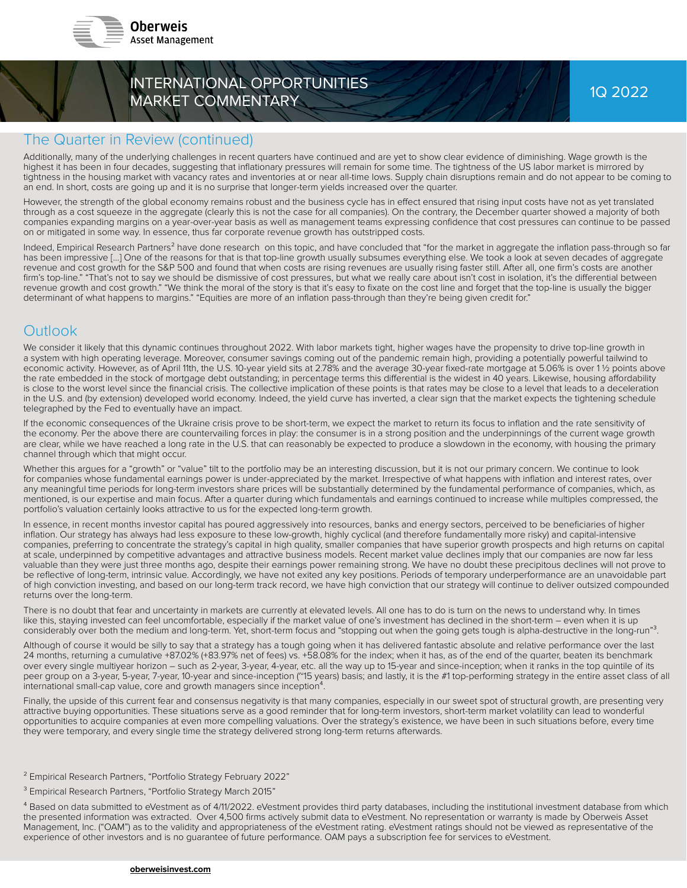# INTERNATIONAL OPPORTUNITIES MARKET COMMENTARY

1Q 2022

## The Quarter in Review (continued)

Additionally, many of the underlying challenges in recent quarters have continued and are yet to show clear evidence of diminishing. Wage growth is the highest it has been in four decades, suggesting that inflationary pressures will remain for some time. The tightness of the US labor market is mirrored by tightness in the housing market with vacancy rates and inventories at or near all-time lows. Supply chain disruptions remain and do not appear to be coming to an end. In short, costs are going up and it is no surprise that longer-term yields increased over the quarter.

However, the strength of the global economy remains robust and the business cycle has in effect ensured that rising input costs have not as yet translated through as a cost squeeze in the aggregate (clearly this is not the case for all companies). On the contrary, the December quarter showed a majority of both companies expanding margins on a year-over-year basis as well as management teams expressing confidence that cost pressures can continue to be passed on or mitigated in some way. In essence, thus far corporate revenue growth has outstripped costs.

Indeed, Empirical Research Partners[2] have done research on this topic, and have concluded that "for the market in aggregate the inflation pass-through so far has been impressive [...] One of the reasons for that is that top-line growth usually subsumes everything else. We took a look at seven decades of aggregate revenue and cost growth for the S&P 500 and found that when costs are rising revenues are usually rising faster still. After all, one firm's costs are another firm's top-line." "That's not to say we should be dismissive of cost pressures, but what we really care about isn't cost in isolation, it's the differential between revenue growth and cost growth." "We think the moral of the story is that it's easy to fixate on the cost line and forget that the top-line is usually the bigger determinant of what happens to margins." "Equities are more of an inflation pass-through than they're being given credit for."

## Outlook

We consider it likely that this dynamic continues throughout 2022. With labor markets tight, higher wages have the propensity to drive top-line growth in a system with high operating leverage. Moreover, consumer savings coming out of the pandemic remain high, providing a potentially powerful tailwind to economic activity. However, as of April 11th, the U.S. 10-year yield sits at 2.78% and the average 30-year fixed-rate mortgage at 5.06% is over 1 ½ points above the rate embedded in the stock of mortgage debt outstanding; in percentage terms this differential is the widest in 40 years. Likewise, housing affordability is close to the worst level since the financial crisis. The collective implication of these points is that rates may be close to a level that leads to a deceleration in the U.S. and (by extension) developed world economy. Indeed, the yield curve has inverted, a clear sign that the market expects the tightening schedule telegraphed by the Fed to eventually have an impact.

If the economic consequences of the Ukraine crisis prove to be short-term, we expect the market to return its focus to inflation and the rate sensitivity of the economy. Per the above there are countervailing forces in play: the consumer is in a strong position and the underpinnings of the current wage growth are clear, while we have reached a long rate in the U.S. that can reasonably be expected to produce a slowdown in the economy, with housing the primary channel through which that might occur.

Whether this argues for a "growth" or "value" tilt to the portfolio may be an interesting discussion, but it is not our primary concern. We continue to look for companies whose fundamental earnings power is under-appreciated by the market. Irrespective of what happens with inflation and interest rates, over any meaningful time periods for long-term investors share prices will be substantially determined by the fundamental performance of companies, which, as mentioned, is our expertise and main focus. After a quarter during which fundamentals and earnings continued to increase while multiples compressed, the portfolio's valuation certainly looks attractive to us for the expected long-term growth.

In essence, in recent months investor capital has poured aggressively into resources, banks and energy sectors, perceived to be beneficiaries of higher inflation. Our strategy has always had less exposure to these low-growth, highly cyclical (and therefore fundamentally more risky) and capital-intensive companies, preferring to concentrate the strategy's capital in high quality, smaller companies that have superior growth prospects and high returns on capital at scale, underpinned by competitive advantages and attractive business models. Recent market value declines imply that our companies are now far less valuable than they were just three months ago, despite their earnings power remaining strong. We have no doubt these precipitous declines will not prove to be reflective of long-term, intrinsic value. Accordingly, we have not exited any key positions. Periods of temporary underperformance are an unavoidable part of high conviction investing, and based on our long-term track record, we have high conviction that our strategy will continue to deliver outsized compounded returns over the long-term.

There is no doubt that fear and uncertainty in markets are currently at elevated levels. All one has to do is turn on the news to understand why. In times like this, staying invested can feel uncomfortable, especially if the market value of one's investment has declined in the short-term – even when it is up considerably over both the medium and long-term. Yet, short-term focus and "stopping out when the going gets tough is alpha-destructive in the long-run"[3].

Although of course it would be silly to say that a strategy has a tough going when it has delivered fantastic absolute and relative performance over the last 24 months, returning a cumulative +87.02% (+83.97% net of fees) vs. +58.08% for the index; when it has, as of the end of the quarter, beaten its benchmark over every single multiyear horizon – such as 2-year, 3-year, 4-year, etc. all the way up to 15-year and since-inception; when it ranks in the top quintile of its peer group on a 3-year, 5-year, 7-year, 10-year and since-inception (~15 years) basis; and lastly, it is the #1 top-performing strategy in the entire asset class of all international small-cap value, core and growth managers since inception[4].

Finally, the upside of this current fear and consensus negativity is that many companies, especially in our sweet spot of structural growth, are presenting very attractive buying opportunities. These situations serve as a good reminder that for long-term investors, short-term market volatility can lead to wonderful opportunities to acquire companies at even more compelling valuations. Over the strategy's existence, we have been in such situations before, every time they were temporary, and every single time the strategy delivered strong long-term returns afterwards.

[2] Empirical Research Partners, "Portfolio Strategy February 2022"

[3] Empirical Research Partners, "Portfolio Strategy March 2015"

[4] Based on data submitted to eVestment as of 4/11/2022. eVestment provides third party databases, including the institutional investment database from which the presented information was extracted. Over 4,500 firms actively submit data to eVestment. No representation or warranty is made by Oberweis Asset Management, Inc. ("OAM") as to the validity and appropriateness of the eVestment rating. eVestment ratings should not be viewed as representative of the experience of other investors and is no guarantee of future performance. OAM pays a subscription fee for services to eVestment.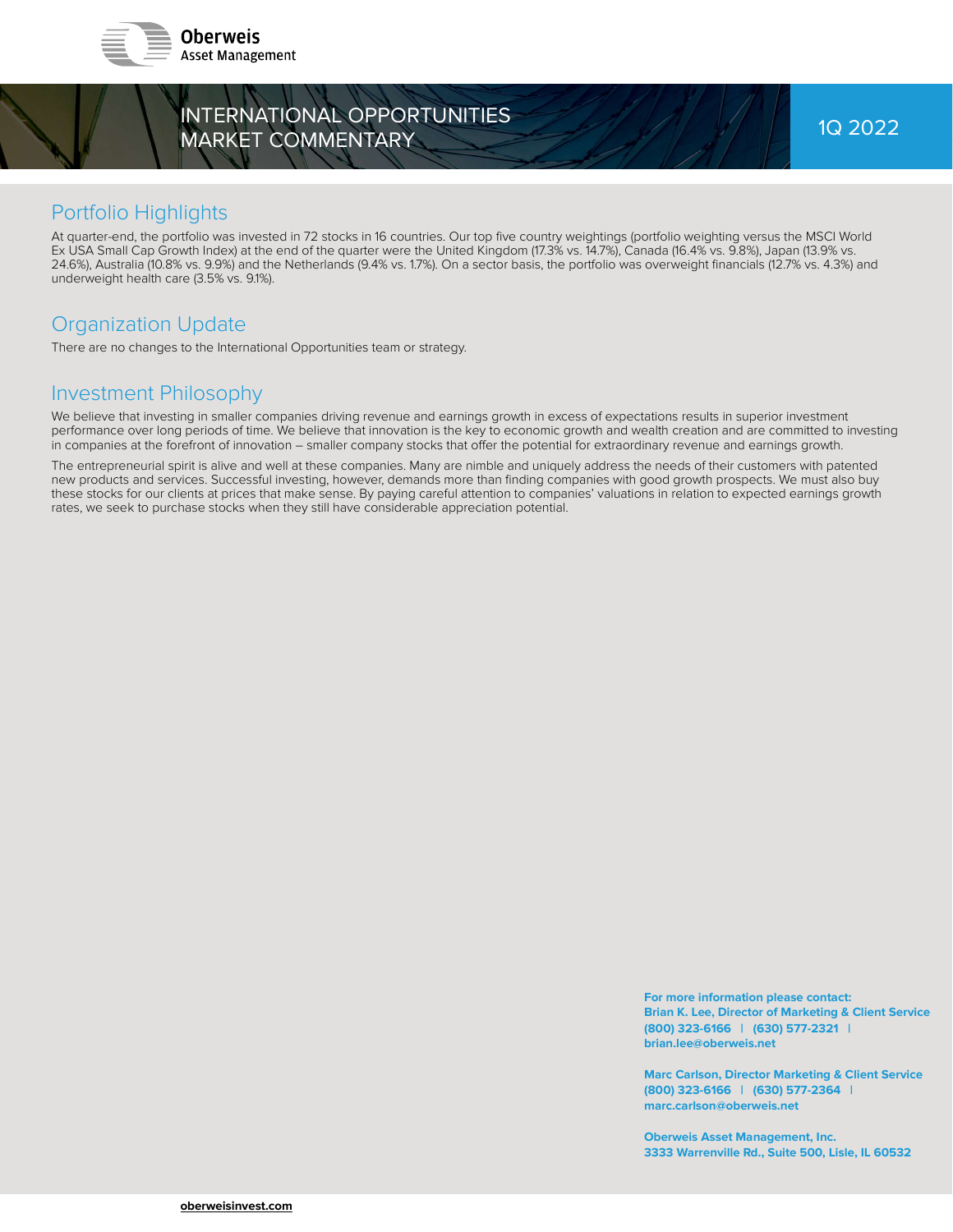Oberweis
Asset Management

# INTERNATIONAL OPPORTUNITIES MARKET COMMENTARY

1Q 2022

## Portfolio Highlights

At quarter-end, the portfolio was invested in 72 stocks in 16 countries. Our top five country weightings (portfolio weighting versus the MSCI World Ex USA Small Cap Growth Index) at the end of the quarter were the United Kingdom (17.3% vs. 14.7%), Canada (16.4% vs. 9.8%), Japan (13.9% vs. 24.6%), Australia (10.8% vs. 9.9%) and the Netherlands (9.4% vs. 1.7%). On a sector basis, the portfolio was overweight financials (12.7% vs. 4.3%) and underweight health care (3.5% vs. 9.1%).

## Organization Update

There are no changes to the International Opportunities team or strategy.

## Investment Philosophy

We believe that investing in smaller companies driving revenue and earnings growth in excess of expectations results in superior investment performance over long periods of time. We believe that innovation is the key to economic growth and wealth creation and are committed to investing in companies at the forefront of innovation – smaller company stocks that offer the potential for extraordinary revenue and earnings growth.

The entrepreneurial spirit is alive and well at these companies. Many are nimble and uniquely address the needs of their customers with patented new products and services. Successful investing, however, demands more than finding companies with good growth prospects. We must also buy these stocks for our clients at prices that make sense. By paying careful attention to companies' valuations in relation to expected earnings growth rates, we seek to purchase stocks when they still have considerable appreciation potential.

**For more information please contact:**
**Brian K. Lee, Director of Marketing & Client Service**
**(800) 323-6166 | (630) 577-2321 |**
**brian.lee@oberweis.net**

**Marc Carlson, Director Marketing & Client Service**
**(800) 323-6166 | (630) 577-2364 |**
**marc.carlson@oberweis.net**

**Oberweis Asset Management, Inc.**
**3333 Warrenville Rd., Suite 500, Lisle, IL 60532**

oberweisinvest.com